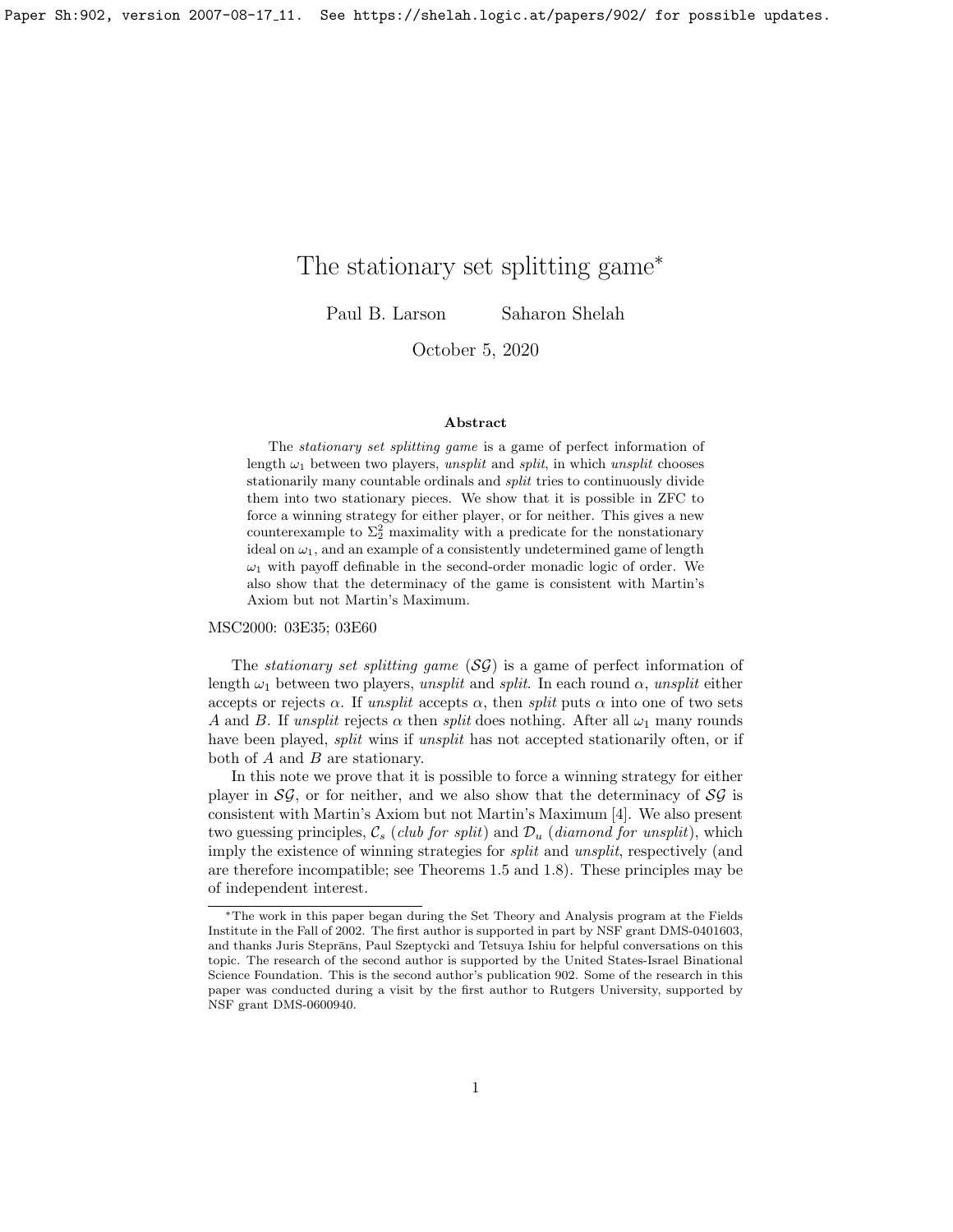# The stationary set splitting game*

Paul B. Larson    Saharon Shelah

October 5, 2020

### Abstract

The *stationary set splitting game* is a game of perfect information of length $\omega_1$ between two players, *unsplit* and *split*, in which *unsplit* chooses stationarily many countable ordinals and *split* tries to continuously divide them into two stationary pieces. We show that it is possible in ZFC to force a winning strategy for either player, or for neither. This gives a new counterexample to $\Sigma^2_2$ maximality with a predicate for the nonstationary ideal on $\omega_1$, and an example of a consistently undetermined game of length $\omega_1$ with payoff definable in the second-order monadic logic of order. We also show that the determinacy of the game is consistent with Martin's Axiom but not Martin's Maximum.

MSC2000: 03E35; 03E60

The *stationary set splitting game* ($\mathcal{SG}$) is a game of perfect information of length $\omega_1$ between two players, *unsplit* and *split*. In each round $\alpha$, *unsplit* either accepts or rejects $\alpha$. If *unsplit* accepts $\alpha$, then *split* puts $\alpha$ into one of two sets $A$ and $B$. If *unsplit* rejects $\alpha$ then *split* does nothing. After all $\omega_1$ many rounds have been played, *split* wins if *unsplit* has not accepted stationarily often, or if both of $A$ and $B$ are stationary.

In this note we prove that it is possible to force a winning strategy for either player in $\mathcal{SG}$, or for neither, and we also show that the determinacy of $\mathcal{SG}$ is consistent with Martin's Axiom but not Martin's Maximum [4]. We also present two guessing principles, $\mathcal{C}_s$ (*club for split*) and $\mathcal{D}_u$ (*diamond for unsplit*), which imply the existence of winning strategies for *split* and *unsplit*, respectively (and are therefore incompatible; see Theorems 1.5 and 1.8). These principles may be of independent interest.

---

*The work in this paper began during the Set Theory and Analysis program at the Fields Institute in the Fall of 2002. The first author is supported in part by NSF grant DMS-0401603, and thanks Juris Steprāns, Paul Szeptycki and Tetsuya Ishiu for helpful conversations on this topic. The research of the second author is supported by the United States-Israel Binational Science Foundation. This is the second author's publication 902. Some of the research in this paper was conducted during a visit by the first author to Rutgers University, supported by NSF grant DMS-0600940.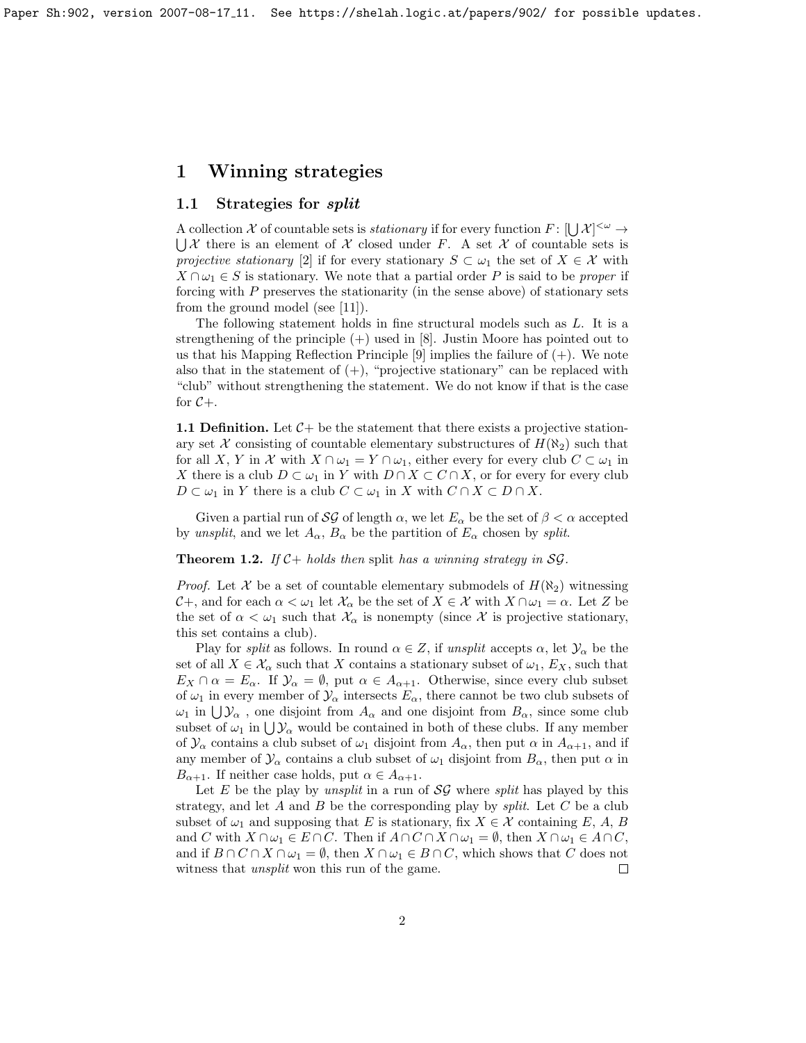# 1 Winning strategies

## 1.1 Strategies for *split*

A collection $\mathcal{X}$ of countable sets is *stationary* if for every function $F\colon [\bigcup \mathcal{X}]^{<\omega} \to \bigcup \mathcal{X}$ there is an element of $\mathcal{X}$ closed under $F$. A set $\mathcal{X}$ of countable sets is *projective stationary* [2] if for every stationary $S \subset \omega_1$ the set of $X \in \mathcal{X}$ with $X \cap \omega_1 \in S$ is stationary. We note that a partial order $P$ is said to be *proper* if forcing with $P$ preserves the stationarity (in the sense above) of stationary sets from the ground model (see [11]).

The following statement holds in fine structural models such as $L$. It is a strengthening of the principle (+) used in [8]. Justin Moore has pointed out to us that his Mapping Reflection Principle [9] implies the failure of (+). We note also that in the statement of (+), "projective stationary" can be replaced with "club" without strengthening the statement. We do not know if that is the case for $\mathcal{C}+$.

**1.1 Definition.** Let $\mathcal{C}+$ be the statement that there exists a projective stationary set $\mathcal{X}$ consisting of countable elementary substructures of $H(\aleph_2)$ such that for all $X$, $Y$ in $\mathcal{X}$ with $X \cap \omega_1 = Y \cap \omega_1$, either every for every club $C \subset \omega_1$ in $X$ there is a club $D \subset \omega_1$ in $Y$ with $D \cap X \subset C \cap X$, or for every for every club $D \subset \omega_1$ in $Y$ there is a club $C \subset \omega_1$ in $X$ with $C \cap X \subset D \cap X$.

Given a partial run of $\mathcal{SG}$ of length $\alpha$, we let $E_\alpha$ be the set of $\beta < \alpha$ accepted by *unsplit*, and we let $A_\alpha$, $B_\alpha$ be the partition of $E_\alpha$ chosen by *split*.

**Theorem 1.2.** *If $\mathcal{C}+$ holds then* split *has a winning strategy in $\mathcal{SG}$.*

*Proof.* Let $\mathcal{X}$ be a set of countable elementary submodels of $H(\aleph_2)$ witnessing $\mathcal{C}+$, and for each $\alpha < \omega_1$ let $\mathcal{X}_\alpha$ be the set of $X \in \mathcal{X}$ with $X \cap \omega_1 = \alpha$. Let $Z$ be the set of $\alpha < \omega_1$ such that $\mathcal{X}_\alpha$ is nonempty (since $\mathcal{X}$ is projective stationary, this set contains a club).

Play for *split* as follows. In round $\alpha \in Z$, if *unsplit* accepts $\alpha$, let $\mathcal{Y}_\alpha$ be the set of all $X \in \mathcal{X}_\alpha$ such that $X$ contains a stationary subset of $\omega_1$, $E_X$, such that $E_X \cap \alpha = E_\alpha$. If $\mathcal{Y}_\alpha = \emptyset$, put $\alpha \in A_{\alpha+1}$. Otherwise, since every club subset of $\omega_1$ in every member of $\mathcal{Y}_\alpha$ intersects $E_\alpha$, there cannot be two club subsets of $\omega_1$ in $\bigcup \mathcal{Y}_\alpha$ , one disjoint from $A_\alpha$ and one disjoint from $B_\alpha$, since some club subset of $\omega_1$ in $\bigcup \mathcal{Y}_\alpha$ would be contained in both of these clubs. If any member of $\mathcal{Y}_\alpha$ contains a club subset of $\omega_1$ disjoint from $A_\alpha$, then put $\alpha$ in $A_{\alpha+1}$, and if any member of $\mathcal{Y}_\alpha$ contains a club subset of $\omega_1$ disjoint from $B_\alpha$, then put $\alpha$ in $B_{\alpha+1}$. If neither case holds, put $\alpha \in A_{\alpha+1}$.

Let $E$ be the play by *unsplit* in a run of $\mathcal{SG}$ where *split* has played by this strategy, and let $A$ and $B$ be the corresponding play by *split*. Let $C$ be a club subset of $\omega_1$ and supposing that $E$ is stationary, fix $X \in \mathcal{X}$ containing $E$, $A$, $B$ and $C$ with $X \cap \omega_1 \in E \cap C$. Then if $A \cap C \cap X \cap \omega_1 = \emptyset$, then $X \cap \omega_1 \in A \cap C$, and if $B \cap C \cap X \cap \omega_1 = \emptyset$, then $X \cap \omega_1 \in B \cap C$, which shows that $C$ does not witness that *unsplit* won this run of the game. $\square$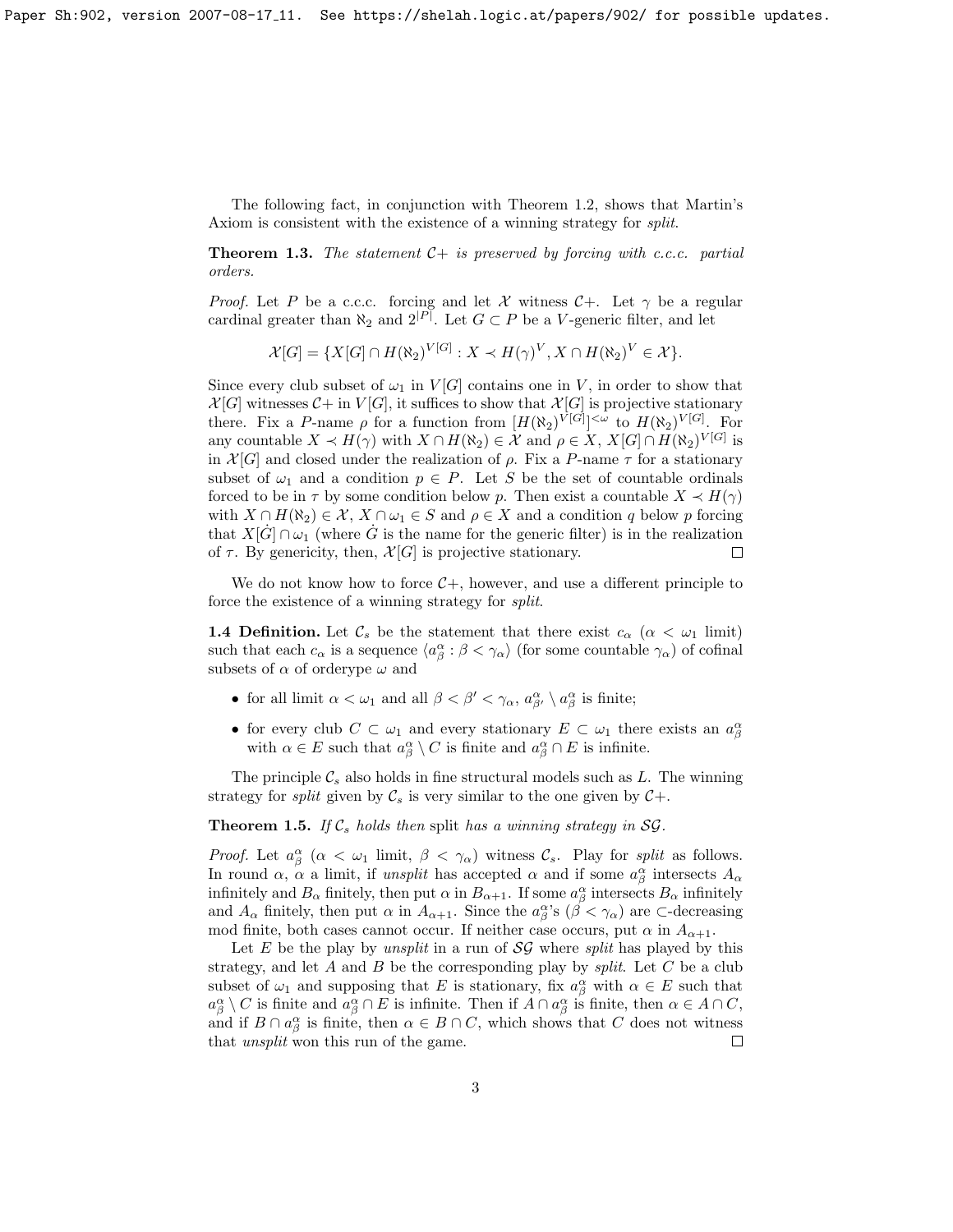The following fact, in conjunction with Theorem 1.2, shows that Martin's Axiom is consistent with the existence of a winning strategy for *split*.

**Theorem 1.3.** *The statement $\mathcal{C}+$ is preserved by forcing with c.c.c. partial orders.*

*Proof.* Let $P$ be a c.c.c. forcing and let $\mathcal{X}$ witness $\mathcal{C}+$. Let $\gamma$ be a regular cardinal greater than $\aleph_2$ and $2^{|P|}$. Let $G \subset P$ be a $V$-generic filter, and let

$$\mathcal{X}[G] = \{X[G] \cap H(\aleph_2)^{V[G]} : X \prec H(\gamma)^V, X \cap H(\aleph_2)^V \in \mathcal{X}\}.$$

Since every club subset of $\omega_1$ in $V[G]$ contains one in $V$, in order to show that $\mathcal{X}[G]$ witnesses $\mathcal{C}+$ in $V[G]$, it suffices to show that $\mathcal{X}[G]$ is projective stationary there. Fix a $P$-name $\rho$ for a function from $[H(\aleph_2)^{V[G]}]^{<\omega}$ to $H(\aleph_2)^{V[G]}$. For any countable $X \prec H(\gamma)$ with $X \cap H(\aleph_2) \in \mathcal{X}$ and $\rho \in X$, $X[G] \cap H(\aleph_2)^{V[G]}$ is in $\mathcal{X}[G]$ and closed under the realization of $\rho$. Fix a $P$-name $\tau$ for a stationary subset of $\omega_1$ and a condition $p \in P$. Let $S$ be the set of countable ordinals forced to be in $\tau$ by some condition below $p$. Then exist a countable $X \prec H(\gamma)$ with $X \cap H(\aleph_2) \in \mathcal{X}$, $X \cap \omega_1 \in S$ and $\rho \in X$ and a condition $q$ below $p$ forcing that $X[\dot{G}] \cap \omega_1$ (where $\dot{G}$ is the name for the generic filter) is in the realization of $\tau$. By genericity, then, $\mathcal{X}[G]$ is projective stationary. $\square$

We do not know how to force $\mathcal{C}+$, however, and use a different principle to force the existence of a winning strategy for *split*.

**1.4 Definition.** Let $\mathcal{C}_s$ be the statement that there exist $c_\alpha$ ($\alpha < \omega_1$ limit) such that each $c_\alpha$ is a sequence $\langle a^\alpha_\beta : \beta < \gamma_\alpha \rangle$ (for some countable $\gamma_\alpha$) of cofinal subsets of $\alpha$ of ordertype $\omega$ and

- for all limit $\alpha < \omega_1$ and all $\beta < \beta' < \gamma_\alpha$, $a^\alpha_{\beta'} \setminus a^\alpha_\beta$ is finite;
- for every club $C \subset \omega_1$ and every stationary $E \subset \omega_1$ there exists an $a^\alpha_\beta$ with $\alpha \in E$ such that $a^\alpha_\beta \setminus C$ is finite and $a^\alpha_\beta \cap E$ is infinite.

The principle $\mathcal{C}_s$ also holds in fine structural models such as $L$. The winning strategy for *split* given by $\mathcal{C}_s$ is very similar to the one given by $\mathcal{C}+$.

**Theorem 1.5.** *If $\mathcal{C}_s$ holds then* split *has a winning strategy in $\mathcal{SG}$.*

*Proof.* Let $a^\alpha_\beta$ ($\alpha < \omega_1$ limit, $\beta < \gamma_\alpha$) witness $\mathcal{C}_s$. Play for *split* as follows. In round $\alpha$, $\alpha$ a limit, if *unsplit* has accepted $\alpha$ and if some $a^\alpha_\beta$ intersects $A_\alpha$ infinitely and $B_\alpha$ finitely, then put $\alpha$ in $B_{\alpha+1}$. If some $a^\alpha_\beta$ intersects $B_\alpha$ infinitely and $A_\alpha$ finitely, then put $\alpha$ in $A_{\alpha+1}$. Since the $a^\alpha_\beta$'s ($\beta < \gamma_\alpha$) are $\subset$-decreasing mod finite, both cases cannot occur. If neither case occurs, put $\alpha$ in $A_{\alpha+1}$.

Let $E$ be the play by *unsplit* in a run of $\mathcal{SG}$ where *split* has played by this strategy, and let $A$ and $B$ be the corresponding play by *split*. Let $C$ be a club subset of $\omega_1$ and supposing that $E$ is stationary, fix $a^\alpha_\beta$ with $\alpha \in E$ such that $a^\alpha_\beta \setminus C$ is finite and $a^\alpha_\beta \cap E$ is infinite. Then if $A \cap a^\alpha_\beta$ is finite, then $\alpha \in A \cap C$, and if $B \cap a^\alpha_\beta$ is finite, then $\alpha \in B \cap C$, which shows that $C$ does not witness that *unsplit* won this run of the game. $\square$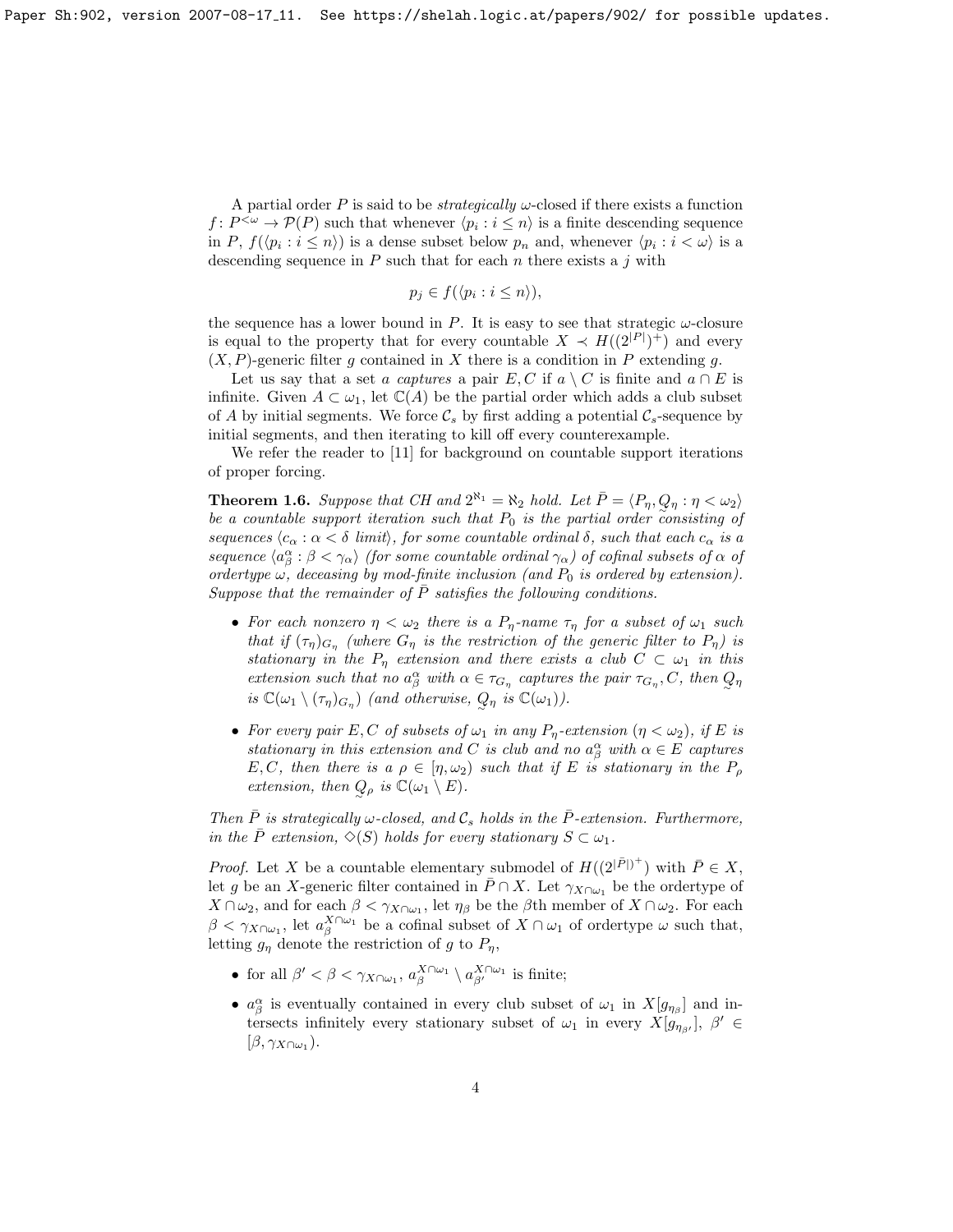A partial order $P$ is said to be *strategically* $\omega$-closed if there exists a function $f\colon P^{<\omega} \to \mathcal{P}(P)$ such that whenever $\langle p_i : i \leq n\rangle$ is a finite descending sequence in $P$, $f(\langle p_i : i \leq n\rangle)$ is a dense subset below $p_n$ and, whenever $\langle p_i : i < \omega\rangle$ is a descending sequence in $P$ such that for each $n$ there exists a $j$ with

$$p_j \in f(\langle p_i : i \leq n\rangle),$$

the sequence has a lower bound in $P$. It is easy to see that strategic $\omega$-closure is equal to the property that for every countable $X \prec H((2^{|P|})^+)$ and every $(X, P)$-generic filter $g$ contained in $X$ there is a condition in $P$ extending $g$.

Let us say that a set $a$ *captures* a pair $E, C$ if $a \setminus C$ is finite and $a \cap E$ is infinite. Given $A \subset \omega_1$, let $\mathbb{C}(A)$ be the partial order which adds a club subset of $A$ by initial segments. We force $\mathcal{C}_s$ by first adding a potential $\mathcal{C}_s$-sequence by initial segments, and then iterating to kill off every counterexample.

We refer the reader to [11] for background on countable support iterations of proper forcing.

**Theorem 1.6.** *Suppose that CH and $2^{\aleph_1} = \aleph_2$ hold. Let $\bar{P} = \langle P_\eta, \underset{\sim}{Q}_\eta : \eta < \omega_2\rangle$ be a countable support iteration such that $P_0$ is the partial order consisting of sequences $\langle c_\alpha : \alpha < \delta \text{ limit}\rangle$, for some countable ordinal $\delta$, such that each $c_\alpha$ is a sequence $\langle a^\alpha_\beta : \beta < \gamma_\alpha\rangle$ (for some countable ordinal $\gamma_\alpha$) of cofinal subsets of $\alpha$ of ordertype $\omega$, deceasing by mod-finite inclusion (and $P_0$ is ordered by extension). Suppose that the remainder of $\bar{P}$ satisfies the following conditions.*

- *For each nonzero $\eta < \omega_2$ there is a $P_\eta$-name $\tau_\eta$ for a subset of $\omega_1$ such that if $(\tau_\eta)_{G_\eta}$ (where $G_\eta$ is the restriction of the generic filter to $P_\eta$) is stationary in the $P_\eta$ extension and there exists a club $C \subset \omega_1$ in this extension such that no $a^\alpha_\beta$ with $\alpha \in \tau_{G_\eta}$ captures the pair $\tau_{G_\eta}, C$, then $\underset{\sim}{Q}_\eta$ is $\mathbb{C}(\omega_1 \setminus (\tau_\eta)_{G_\eta})$ (and otherwise, $\underset{\sim}{Q}_\eta$ is $\mathbb{C}(\omega_1)$).*
- *For every pair $E, C$ of subsets of $\omega_1$ in any $P_\eta$-extension ($\eta < \omega_2$), if $E$ is stationary in this extension and $C$ is club and no $a^\alpha_\beta$ with $\alpha \in E$ captures $E, C$, then there is a $\rho \in [\eta, \omega_2)$ such that if $E$ is stationary in the $P_\rho$ extension, then $\underset{\sim}{Q}_\rho$ is $\mathbb{C}(\omega_1 \setminus E)$.*

*Then $\bar{P}$ is strategically $\omega$-closed, and $\mathcal{C}_s$ holds in the $\bar{P}$-extension. Furthermore, in the $\bar{P}$ extension, $\diamondsuit(S)$ holds for every stationary $S \subset \omega_1$.*

*Proof.* Let $X$ be a countable elementary submodel of $H((2^{|\bar{P}|})^+)$ with $\bar{P} \in X$, let $g$ be an $X$-generic filter contained in $\bar{P} \cap X$. Let $\gamma_{X\cap\omega_1}$ be the ordertype of $X \cap \omega_2$, and for each $\beta < \gamma_{X\cap\omega_1}$, let $\eta_\beta$ be the $\beta$th member of $X \cap \omega_2$. For each $\beta < \gamma_{X\cap\omega_1}$, let $a^{X\cap\omega_1}_\beta$ be a cofinal subset of $X \cap \omega_1$ of ordertype $\omega$ such that, letting $g_\eta$ denote the restriction of $g$ to $P_\eta$,

- for all $\beta' < \beta < \gamma_{X\cap\omega_1}$, $a^{X\cap\omega_1}_\beta \setminus a^{X\cap\omega_1}_{\beta'}$ is finite;
- $a^\alpha_\beta$ is eventually contained in every club subset of $\omega_1$ in $X[g_{\eta_\beta}]$ and intersects infinitely every stationary subset of $\omega_1$ in every $X[g_{\eta_{\beta'}}]$, $\beta' \in [\beta, \gamma_{X\cap\omega_1})$.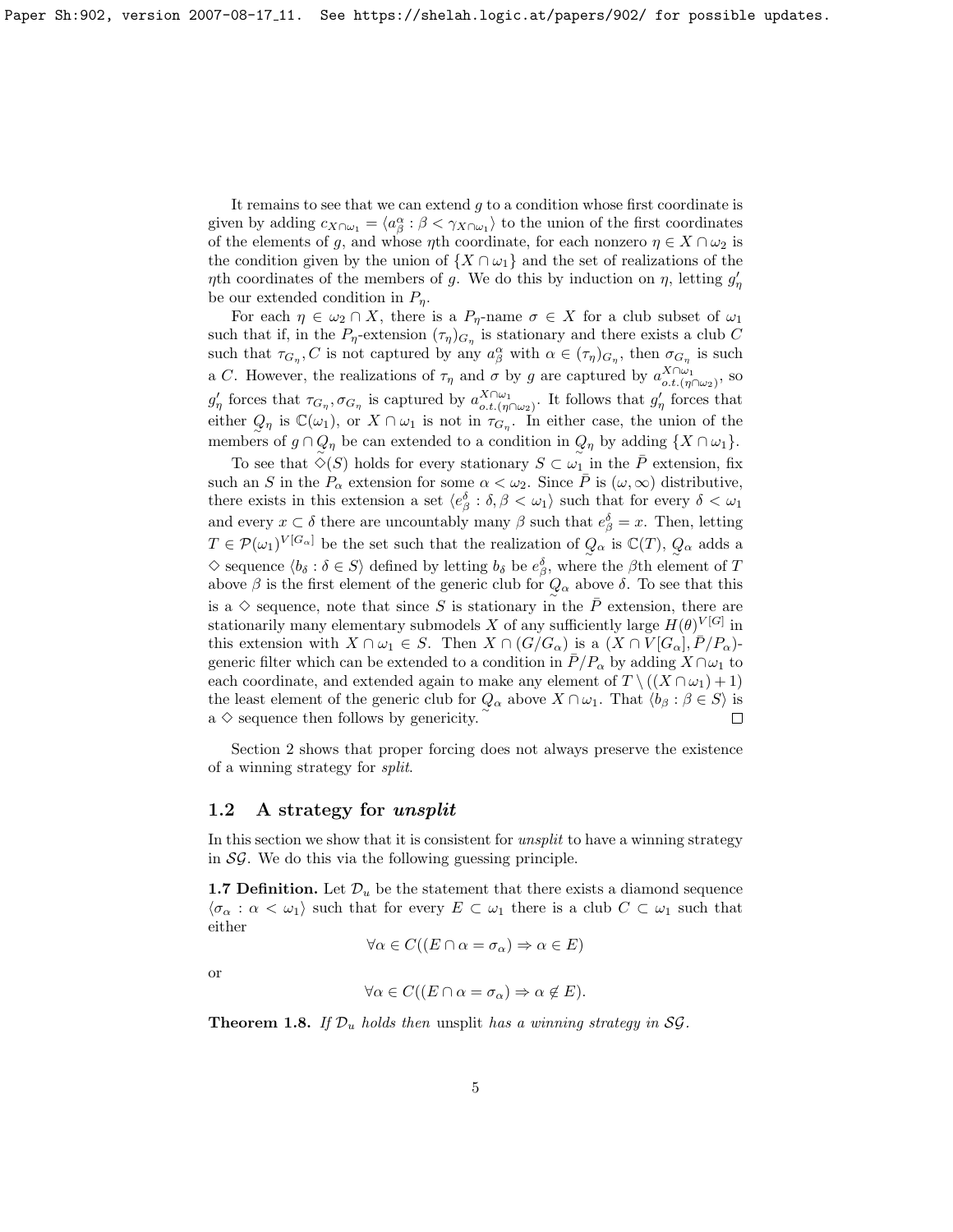It remains to see that we can extend $g$ to a condition whose first coordinate is given by adding $c_{X\cap\omega_1} = \langle a^\alpha_\beta : \beta < \gamma_{X\cap\omega_1}\rangle$ to the union of the first coordinates of the elements of $g$, and whose $\eta$th coordinate, for each nonzero $\eta \in X \cap \omega_2$ is the condition given by the union of $\{X \cap \omega_1\}$ and the set of realizations of the $\eta$th coordinates of the members of $g$. We do this by induction on $\eta$, letting $g'_\eta$ be our extended condition in $P_\eta$.

For each $\eta \in \omega_2 \cap X$, there is a $P_\eta$-name $\sigma \in X$ for a club subset of $\omega_1$ such that if, in the $P_\eta$-extension $(\tau_\eta)_{G_\eta}$ is stationary and there exists a club $C$ such that $\tau_{G_\eta}, C$ is not captured by any $a^\alpha_\beta$ with $\alpha \in (\tau_\eta)_{G_\eta}$, then $\sigma_{G_\eta}$ is such a $C$. However, the realizations of $\tau_\eta$ and $\sigma$ by $g$ are captured by $a^{X\cap\omega_1}_{o.t.(\eta\cap\omega_2)}$, so $g'_\eta$ forces that $\tau_{G_\eta}, \sigma_{G_\eta}$ is captured by $a^{X\cap\omega_1}_{o.t.(\eta\cap\omega_2)}$. It follows that $g'_\eta$ forces that either $\underset{\sim}{Q}_\eta$ is $\mathbb{C}(\omega_1)$, or $X \cap \omega_1$ is not in $\tau_{G_\eta}$. In either case, the union of the members of $g \cap \underset{\sim}{Q}_\eta$ be can extended to a condition in $\underset{\sim}{Q}_\eta$ by adding $\{X \cap \omega_1\}$.

To see that $\diamondsuit(S)$ holds for every stationary $S \subset \omega_1$ in the $\bar{P}$ extension, fix such an $S$ in the $P_\alpha$ extension for some $\alpha < \omega_2$. Since $\bar{P}$ is $(\omega, \infty)$ distributive, there exists in this extension a set $\langle e^\delta_\beta : \delta, \beta < \omega_1\rangle$ such that for every $\delta < \omega_1$ and every $x \subset \delta$ there are uncountably many $\beta$ such that $e^\delta_\beta = x$. Then, letting $T \in \mathcal{P}(\omega_1)^{V[G_\alpha]}$ be the set such that the realization of $\underset{\sim}{Q}_\alpha$ is $\mathbb{C}(T)$, $\underset{\sim}{Q}_\alpha$ adds a $\diamondsuit$ sequence $\langle b_\delta : \delta \in S\rangle$ defined by letting $b_\delta$ be $e^\delta_\beta$, where the $\beta$th element of $T$ above $\beta$ is the first element of the generic club for $\underset{\sim}{Q}_\alpha$ above $\delta$. To see that this is a $\diamondsuit$ sequence, note that since $S$ is stationary in the $\bar{P}$ extension, there are stationarily many elementary submodels $X$ of any sufficiently large $H(\theta)^{V[G]}$ in this extension with $X \cap \omega_1 \in S$. Then $X \cap (G/G_\alpha)$ is a $(X \cap V[G_\alpha], \bar{P}/P_\alpha)$-generic filter which can be extended to a condition in $\bar{P}/P_\alpha$ by adding $X \cap \omega_1$ to each coordinate, and extended again to make any element of $T \setminus ((X \cap \omega_1) + 1)$ the least element of the generic club for $\underset{\sim}{Q}_\alpha$ above $X \cap \omega_1$. That $\langle b_\beta : \beta \in S\rangle$ is a $\diamondsuit$ sequence then follows by genericity. $\square$

Section 2 shows that proper forcing does not always preserve the existence of a winning strategy for *split*.

## 1.2 A strategy for *unsplit*

In this section we show that it is consistent for *unsplit* to have a winning strategy in $\mathcal{SG}$. We do this via the following guessing principle.

**1.7 Definition.** Let $\mathcal{D}_u$ be the statement that there exists a diamond sequence $\langle \sigma_\alpha : \alpha < \omega_1\rangle$ such that for every $E \subset \omega_1$ there is a club $C \subset \omega_1$ such that either

$$\forall \alpha \in C((E \cap \alpha = \sigma_\alpha) \Rightarrow \alpha \in E)$$

or

$$\forall \alpha \in C((E \cap \alpha = \sigma_\alpha) \Rightarrow \alpha \notin E).$$

**Theorem 1.8.** *If $\mathcal{D}_u$ holds then* unsplit *has a winning strategy in $\mathcal{SG}$.*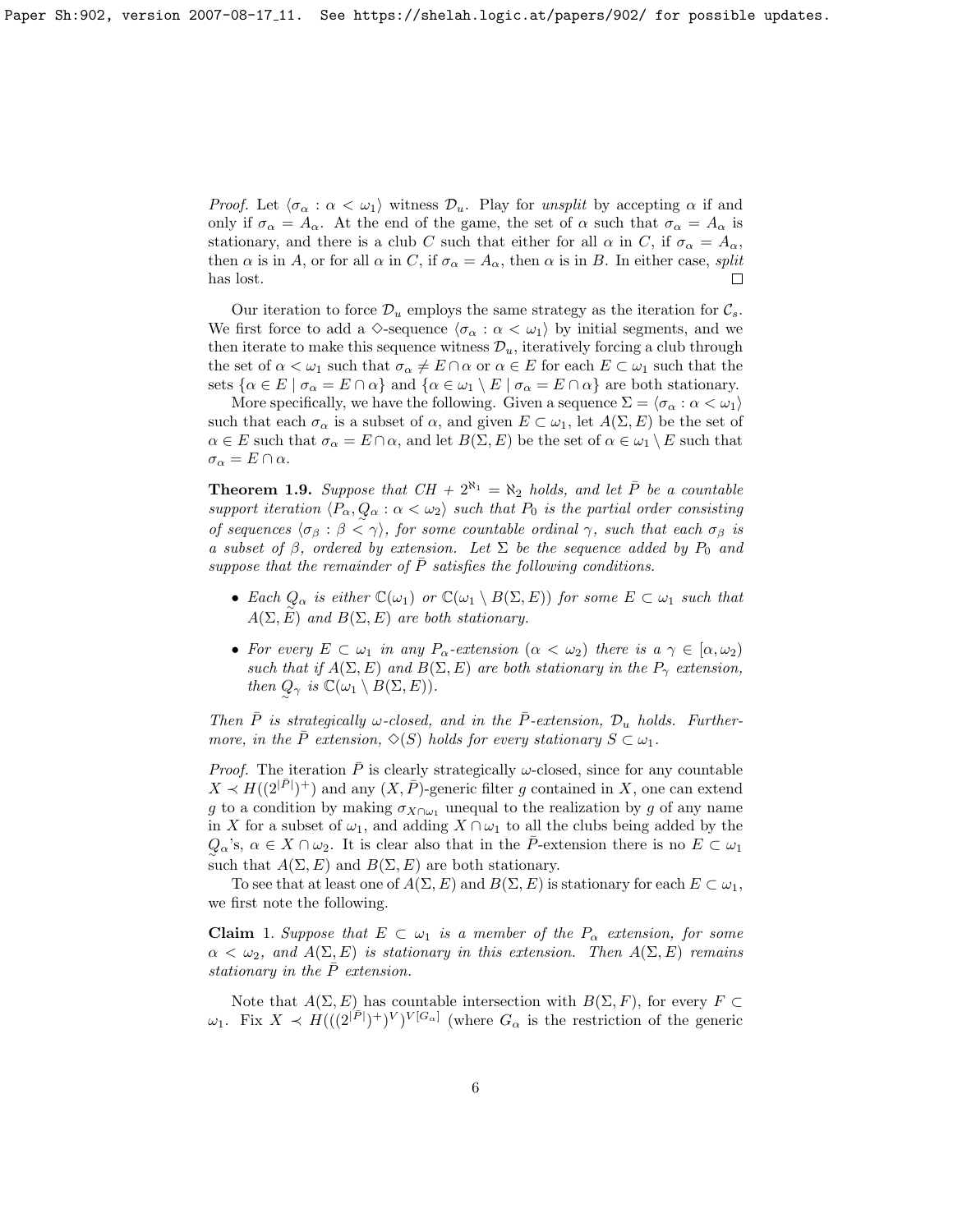*Proof.* Let $\langle \sigma_\alpha : \alpha < \omega_1 \rangle$ witness $\mathcal{D}_u$. Play for *unsplit* by accepting $\alpha$ if and only if $\sigma_\alpha = A_\alpha$. At the end of the game, the set of $\alpha$ such that $\sigma_\alpha = A_\alpha$ is stationary, and there is a club $C$ such that either for all $\alpha$ in $C$, if $\sigma_\alpha = A_\alpha$, then $\alpha$ is in $A$, or for all $\alpha$ in $C$, if $\sigma_\alpha = A_\alpha$, then $\alpha$ is in $B$. In either case, *split* has lost. $\square$

Our iteration to force $\mathcal{D}_u$ employs the same strategy as the iteration for $\mathcal{C}_s$. We first force to add a $\diamondsuit$-sequence $\langle \sigma_\alpha : \alpha < \omega_1 \rangle$ by initial segments, and we then iterate to make this sequence witness $\mathcal{D}_u$, iteratively forcing a club through the set of $\alpha < \omega_1$ such that $\sigma_\alpha \neq E \cap \alpha$ or $\alpha \in E$ for each $E \subset \omega_1$ such that the sets $\{\alpha \in E \mid \sigma_\alpha = E \cap \alpha\}$ and $\{\alpha \in \omega_1 \setminus E \mid \sigma_\alpha = E \cap \alpha\}$ are both stationary.

More specifically, we have the following. Given a sequence $\Sigma = \langle \sigma_\alpha : \alpha < \omega_1 \rangle$ such that each $\sigma_\alpha$ is a subset of $\alpha$, and given $E \subset \omega_1$, let $A(\Sigma, E)$ be the set of $\alpha \in E$ such that $\sigma_\alpha = E \cap \alpha$, and let $B(\Sigma, E)$ be the set of $\alpha \in \omega_1 \setminus E$ such that $\sigma_\alpha = E \cap \alpha$.

**Theorem 1.9.** *Suppose that $CH$ + $2^{\aleph_1} = \aleph_2$ holds, and let $\bar{P}$ be a countable support iteration $\langle P_\alpha, \underset{\sim}{Q}_\alpha : \alpha < \omega_2 \rangle$ such that $P_0$ is the partial order consisting of sequences $\langle \sigma_\beta : \beta < \gamma \rangle$, for some countable ordinal $\gamma$, such that each $\sigma_\beta$ is a subset of $\beta$, ordered by extension. Let $\Sigma$ be the sequence added by $P_0$ and suppose that the remainder of $\bar{P}$ satisfies the following conditions.*

- *Each $Q_\alpha$ is either $\mathbb{C}(\omega_1)$ or $\mathbb{C}(\omega_1 \setminus B(\Sigma, E))$ for some $E \subset \omega_1$ such that $A(\Sigma, \underset{\sim}{E})$ and $B(\Sigma, E)$ are both stationary.*
- *For every $E \subset \omega_1$ in any $P_\alpha$-extension ($\alpha < \omega_2$) there is a $\gamma \in [\alpha, \omega_2)$ such that if $A(\Sigma, E)$ and $B(\Sigma, E)$ are both stationary in the $P_\gamma$ extension, then $\underset{\sim}{Q}_\gamma$ is $\mathbb{C}(\omega_1 \setminus B(\Sigma, E))$.*

*Then $\bar{P}$ is strategically $\omega$-closed, and in the $\bar{P}$-extension, $\mathcal{D}_u$ holds. Furthermore, in the $\bar{P}$ extension, $\diamondsuit(S)$ holds for every stationary $S \subset \omega_1$.*

*Proof.* The iteration $\bar{P}$ is clearly strategically $\omega$-closed, since for any countable $X \prec H((2^{|\bar{P}|})^+)$ and any $(X, \bar{P})$-generic filter $g$ contained in $X$, one can extend $g$ to a condition by making $\sigma_{X \cap \omega_1}$ unequal to the realization by $g$ of any name in $X$ for a subset of $\omega_1$, and adding $X \cap \omega_1$ to all the clubs being added by the $\underset{\sim}{Q}_\alpha$'s, $\alpha \in X \cap \omega_2$. It is clear also that in the $\bar{P}$-extension there is no $E \subset \omega_1$ such that $A(\Sigma, E)$ and $B(\Sigma, E)$ are both stationary.

To see that at least one of $A(\Sigma, E)$ and $B(\Sigma, E)$ is stationary for each $E \subset \omega_1$, we first note the following.

**Claim** 1. *Suppose that $E \subset \omega_1$ is a member of the $P_\alpha$ extension, for some $\alpha < \omega_2$, and $A(\Sigma, E)$ is stationary in this extension. Then $A(\Sigma, E)$ remains stationary in the $\bar{P}$ extension.*

Note that $A(\Sigma, E)$ has countable intersection with $B(\Sigma, F)$, for every $F \subset \omega_1$. Fix $X \prec H(((2^{|\bar{P}|})^+)^V)^{V[G_\alpha]}$ (where $G_\alpha$ is the restriction of the generic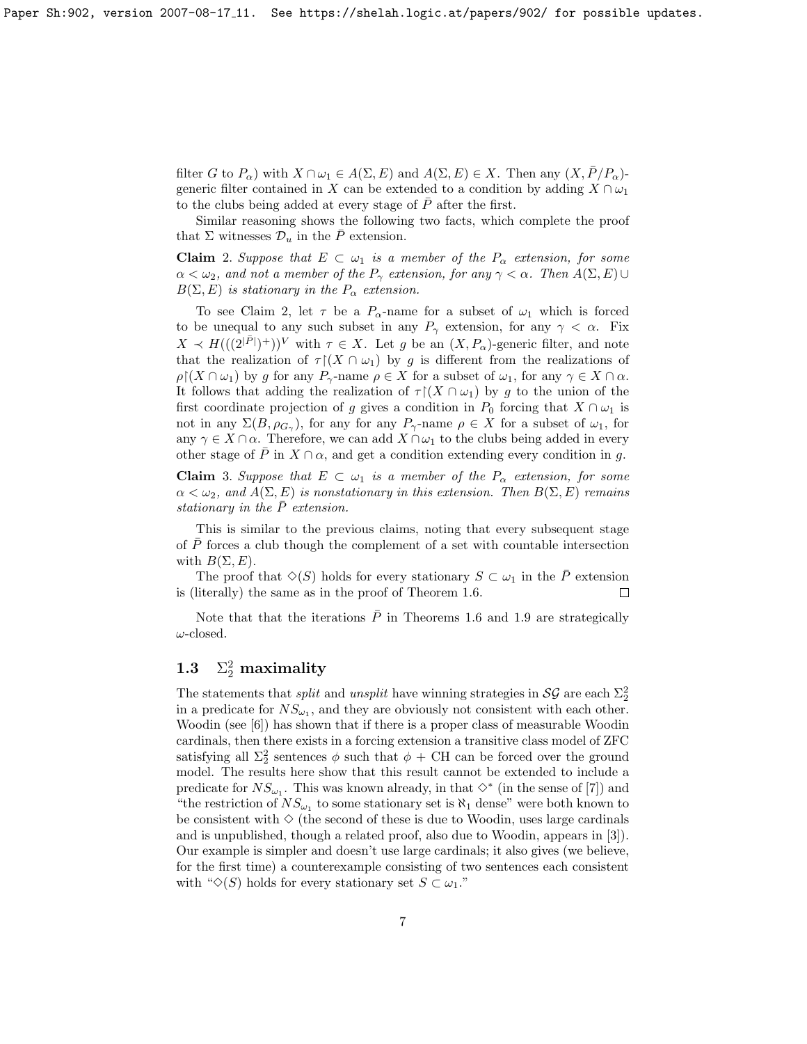filter $G$ to $P_\alpha$) with $X \cap \omega_1 \in A(\Sigma, E)$ and $A(\Sigma, E) \in X$. Then any $(X, \bar{P}/P_\alpha)$-generic filter contained in $X$ can be extended to a condition by adding $X \cap \omega_1$ to the clubs being added at every stage of $\bar{P}$ after the first.

Similar reasoning shows the following two facts, which complete the proof that $\Sigma$ witnesses $\mathcal{D}_u$ in the $\bar{P}$ extension.

**Claim** 2. *Suppose that $E \subset \omega_1$ is a member of the $P_\alpha$ extension, for some $\alpha < \omega_2$, and not a member of the $P_\gamma$ extension, for any $\gamma < \alpha$. Then $A(\Sigma, E) \cup B(\Sigma, E)$ is stationary in the $P_\alpha$ extension.*

To see Claim 2, let $\tau$ be a $P_\alpha$-name for a subset of $\omega_1$ which is forced to be unequal to any such subset in any $P_\gamma$ extension, for any $\gamma < \alpha$. Fix $X \prec H(((2^{|\bar{P}|})^+))^V$ with $\tau \in X$. Let $g$ be an $(X, P_\alpha)$-generic filter, and note that the realization of $\tau \restriction (X \cap \omega_1)$ by $g$ is different from the realizations of $\rho \restriction (X \cap \omega_1)$ by $g$ for any $P_\gamma$-name $\rho \in X$ for a subset of $\omega_1$, for any $\gamma \in X \cap \alpha$. It follows that adding the realization of $\tau \restriction (X \cap \omega_1)$ by $g$ to the union of the first coordinate projection of $g$ gives a condition in $P_0$ forcing that $X \cap \omega_1$ is not in any $\Sigma(B, \rho_{G_\gamma})$, for any for any $P_\gamma$-name $\rho \in X$ for a subset of $\omega_1$, for any $\gamma \in X \cap \alpha$. Therefore, we can add $X \cap \omega_1$ to the clubs being added in every other stage of $\bar{P}$ in $X \cap \alpha$, and get a condition extending every condition in $g$.

**Claim** 3. *Suppose that $E \subset \omega_1$ is a member of the $P_\alpha$ extension, for some $\alpha < \omega_2$, and $A(\Sigma, E)$ is nonstationary in this extension. Then $B(\Sigma, E)$ remains stationary in the $\bar{P}$ extension.*

This is similar to the previous claims, noting that every subsequent stage of $\bar{P}$ forces a club though the complement of a set with countable intersection with $B(\Sigma, E)$.

The proof that $\diamondsuit(S)$ holds for every stationary $S \subset \omega_1$ in the $\bar{P}$ extension is (literally) the same as in the proof of Theorem 1.6. $\square$

Note that that the iterations $\bar{P}$ in Theorems 1.6 and 1.9 are strategically $\omega$-closed.

### 1.3 $\Sigma^2_2$ maximality

The statements that *split* and *unsplit* have winning strategies in $\mathcal{SG}$ are each $\Sigma^2_2$ in a predicate for $NS_{\omega_1}$, and they are obviously not consistent with each other. Woodin (see [6]) has shown that if there is a proper class of measurable Woodin cardinals, then there exists in a forcing extension a transitive class model of ZFC satisfying all $\Sigma^2_2$ sentences $\phi$ such that $\phi$ + CH can be forced over the ground model. The results here show that this result cannot be extended to include a predicate for $NS_{\omega_1}$. This was known already, in that $\diamondsuit^*$ (in the sense of [7]) and "the restriction of $NS_{\omega_1}$ to some stationary set is $\aleph_1$ dense" were both known to be consistent with $\diamondsuit$ (the second of these is due to Woodin, uses large cardinals and is unpublished, though a related proof, also due to Woodin, appears in [3]). Our example is simpler and doesn't use large cardinals; it also gives (we believe, for the first time) a counterexample consisting of two sentences each consistent with "$\diamondsuit(S)$ holds for every stationary set $S \subset \omega_1$."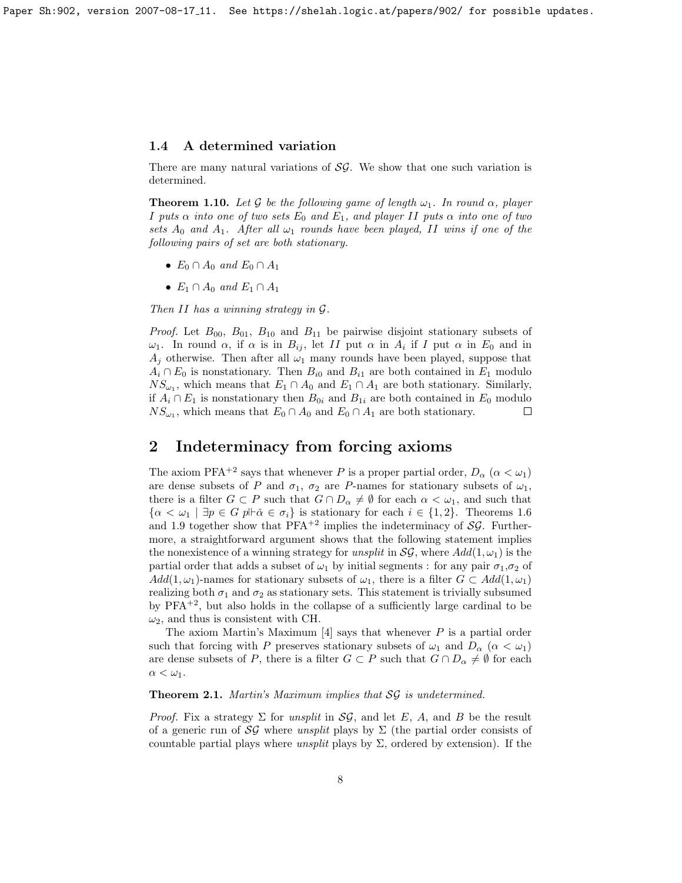### 1.4 A determined variation

There are many natural variations of $\mathcal{SG}$. We show that one such variation is determined.

**Theorem 1.10.** *Let $\mathcal{G}$ be the following game of length $\omega_1$. In round $\alpha$, player I puts $\alpha$ into one of two sets $E_0$ and $E_1$, and player II puts $\alpha$ into one of two sets $A_0$ and $A_1$. After all $\omega_1$ rounds have been played, II wins if one of the following pairs of set are both stationary.*

- $E_0 \cap A_0$ *and* $E_0 \cap A_1$
- $E_1 \cap A_0$ *and* $E_1 \cap A_1$

*Then II has a winning strategy in $\mathcal{G}$.*

*Proof.* Let $B_{00}$, $B_{01}$, $B_{10}$ and $B_{11}$ be pairwise disjoint stationary subsets of $\omega_1$. In round $\alpha$, if $\alpha$ is in $B_{ij}$, let II put $\alpha$ in $A_i$ if I put $\alpha$ in $E_0$ and in $A_j$ otherwise. Then after all $\omega_1$ many rounds have been played, suppose that $A_i \cap E_0$ is nonstationary. Then $B_{i0}$ and $B_{i1}$ are both contained in $E_1$ modulo $NS_{\omega_1}$, which means that $E_1 \cap A_0$ and $E_1 \cap A_1$ are both stationary. Similarly, if $A_i \cap E_1$ is nonstationary then $B_{0i}$ and $B_{1i}$ are both contained in $E_0$ modulo $NS_{\omega_1}$, which means that $E_0 \cap A_0$ and $E_0 \cap A_1$ are both stationary. $\square$

## 2 Indeterminacy from forcing axioms

The axiom PFA$^{+2}$ says that whenever $P$ is a proper partial order, $D_\alpha$ ($\alpha < \omega_1$) are dense subsets of $P$ and $\sigma_1$, $\sigma_2$ are $P$-names for stationary subsets of $\omega_1$, there is a filter $G \subset P$ such that $G \cap D_\alpha \neq \emptyset$ for each $\alpha < \omega_1$, and such that $\{\alpha < \omega_1 \mid \exists p \in G\ p \Vdash \check{\alpha} \in \sigma_i\}$ is stationary for each $i \in \{1, 2\}$. Theorems 1.6 and 1.9 together show that PFA$^{+2}$ implies the indeterminacy of $\mathcal{SG}$. Furthermore, a straightforward argument shows that the following statement implies the nonexistence of a winning strategy for *unsplit* in $\mathcal{SG}$, where $Add(1, \omega_1)$ is the partial order that adds a subset of $\omega_1$ by initial segments : for any pair $\sigma_1$,$\sigma_2$ of $Add(1, \omega_1)$-names for stationary subsets of $\omega_1$, there is a filter $G \subset Add(1, \omega_1)$ realizing both $\sigma_1$ and $\sigma_2$ as stationary sets. This statement is trivially subsumed by PFA$^{+2}$, but also holds in the collapse of a sufficiently large cardinal to be $\omega_2$, and thus is consistent with CH.

The axiom Martin's Maximum [4] says that whenever $P$ is a partial order such that forcing with $P$ preserves stationary subsets of $\omega_1$ and $D_\alpha$ ($\alpha < \omega_1$) are dense subsets of $P$, there is a filter $G \subset P$ such that $G \cap D_\alpha \neq \emptyset$ for each $\alpha < \omega_1$.

**Theorem 2.1.** *Martin's Maximum implies that $\mathcal{SG}$ is undetermined.*

*Proof.* Fix a strategy $\Sigma$ for *unsplit* in $\mathcal{SG}$, and let $E$, $A$, and $B$ be the result of a generic run of $\mathcal{SG}$ where *unsplit* plays by $\Sigma$ (the partial order consists of countable partial plays where *unsplit* plays by $\Sigma$, ordered by extension). If the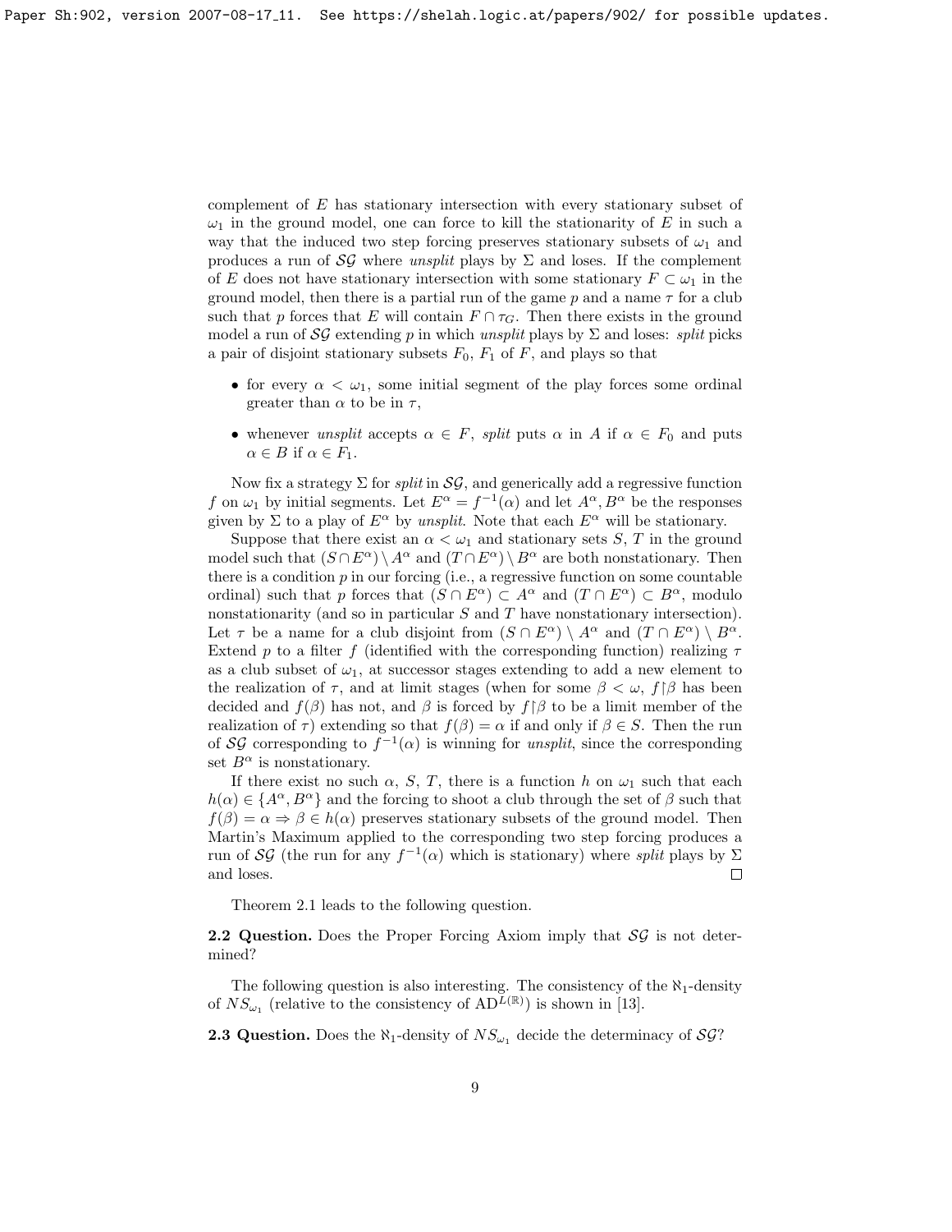complement of $E$ has stationary intersection with every stationary subset of $\omega_1$ in the ground model, one can force to kill the stationarity of $E$ in such a way that the induced two step forcing preserves stationary subsets of $\omega_1$ and produces a run of $\mathcal{SG}$ where *unsplit* plays by $\Sigma$ and loses. If the complement of $E$ does not have stationary intersection with some stationary $F \subset \omega_1$ in the ground model, then there is a partial run of the game $p$ and a name $\tau$ for a club such that $p$ forces that $E$ will contain $F \cap \tau_G$. Then there exists in the ground model a run of $\mathcal{SG}$ extending $p$ in which *unsplit* plays by $\Sigma$ and loses: *split* picks a pair of disjoint stationary subsets $F_0$, $F_1$ of $F$, and plays so that

- for every $\alpha < \omega_1$, some initial segment of the play forces some ordinal greater than $\alpha$ to be in $\tau$,
- whenever *unsplit* accepts $\alpha \in F$, *split* puts $\alpha$ in $A$ if $\alpha \in F_0$ and puts $\alpha \in B$ if $\alpha \in F_1$.

Now fix a strategy $\Sigma$ for *split* in $\mathcal{SG}$, and generically add a regressive function $f$ on $\omega_1$ by initial segments. Let $E^\alpha = f^{-1}(\alpha)$ and let $A^\alpha, B^\alpha$ be the responses given by $\Sigma$ to a play of $E^\alpha$ by *unsplit*. Note that each $E^\alpha$ will be stationary.

Suppose that there exist an $\alpha < \omega_1$ and stationary sets $S$, $T$ in the ground model such that $(S \cap E^\alpha) \setminus A^\alpha$ and $(T \cap E^\alpha) \setminus B^\alpha$ are both nonstationary. Then there is a condition $p$ in our forcing (i.e., a regressive function on some countable ordinal) such that $p$ forces that $(S \cap E^\alpha) \subset A^\alpha$ and $(T \cap E^\alpha) \subset B^\alpha$, modulo nonstationarity (and so in particular $S$ and $T$ have nonstationary intersection). Let $\tau$ be a name for a club disjoint from $(S \cap E^\alpha) \setminus A^\alpha$ and $(T \cap E^\alpha) \setminus B^\alpha$. Extend $p$ to a filter $f$ (identified with the corresponding function) realizing $\tau$ as a club subset of $\omega_1$, at successor stages extending to add a new element to the realization of $\tau$, and at limit stages (when for some $\beta < \omega$, $f \restriction \beta$ has been decided and $f(\beta)$ has not, and $\beta$ is forced by $f \restriction \beta$ to be a limit member of the realization of $\tau$) extending so that $f(\beta) = \alpha$ if and only if $\beta \in S$. Then the run of $\mathcal{SG}$ corresponding to $f^{-1}(\alpha)$ is winning for *unsplit*, since the corresponding set $B^\alpha$ is nonstationary.

If there exist no such $\alpha$, $S$, $T$, there is a function $h$ on $\omega_1$ such that each $h(\alpha) \in \{A^\alpha, B^\alpha\}$ and the forcing to shoot a club through the set of $\beta$ such that $f(\beta) = \alpha \Rightarrow \beta \in h(\alpha)$ preserves stationary subsets of the ground model. Then Martin's Maximum applied to the corresponding two step forcing produces a run of $\mathcal{SG}$ (the run for any $f^{-1}(\alpha)$ which is stationary) where *split* plays by $\Sigma$ and loses. $\square$

Theorem 2.1 leads to the following question.

**2.2 Question.** Does the Proper Forcing Axiom imply that $\mathcal{SG}$ is not determined?

The following question is also interesting. The consistency of the $\aleph_1$-density of $NS_{\omega_1}$ (relative to the consistency of $\mathrm{AD}^{L(\mathbb{R})}$) is shown in [13].

**2.3 Question.** Does the $\aleph_1$-density of $NS_{\omega_1}$ decide the determinacy of $\mathcal{SG}$?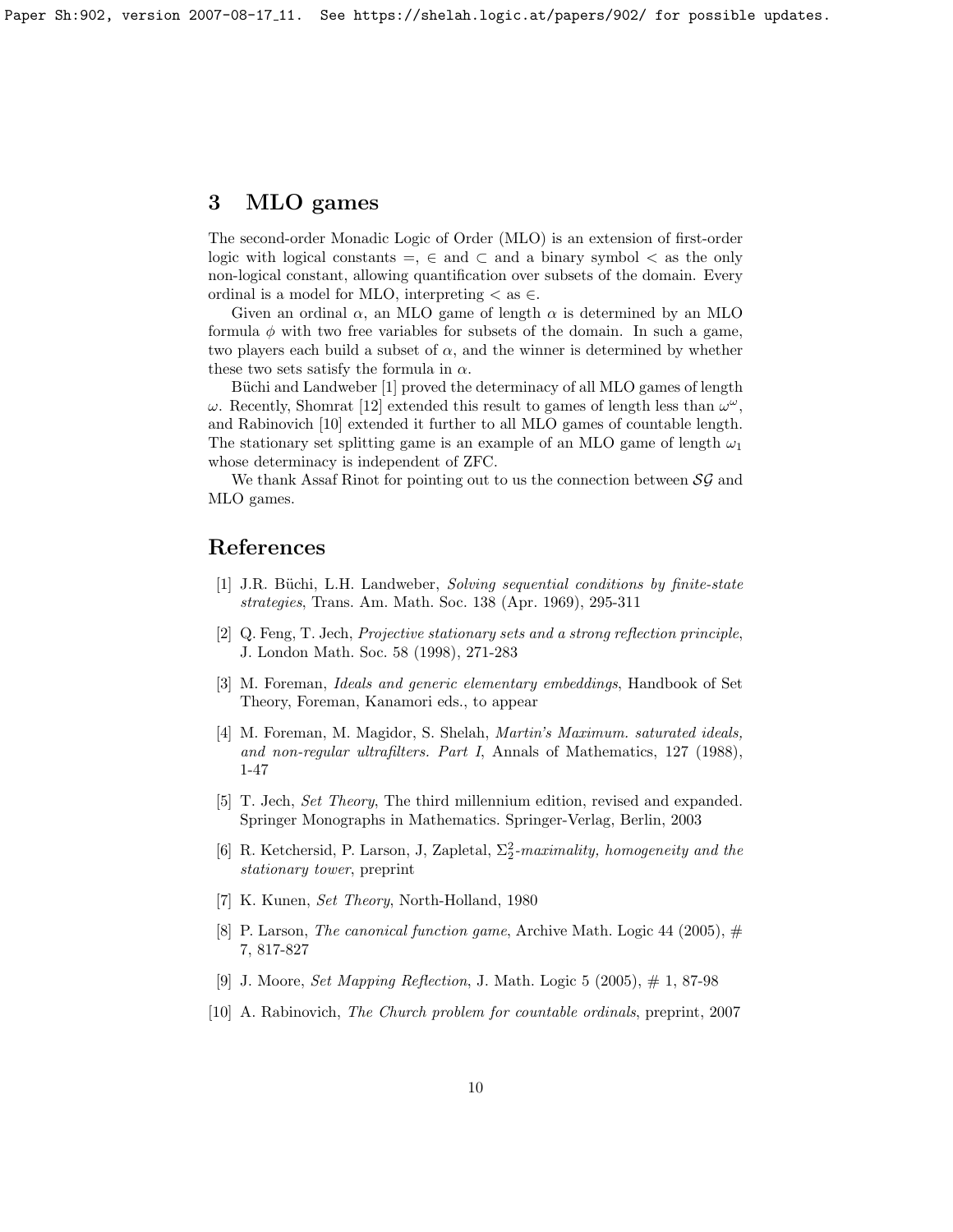## 3 MLO games

The second-order Monadic Logic of Order (MLO) is an extension of first-order logic with logical constants $=$, $\in$ and $\subset$ and a binary symbol $<$ as the only non-logical constant, allowing quantification over subsets of the domain. Every ordinal is a model for MLO, interpreting $<$ as $\in$.

Given an ordinal $\alpha$, an MLO game of length $\alpha$ is determined by an MLO formula $\phi$ with two free variables for subsets of the domain. In such a game, two players each build a subset of $\alpha$, and the winner is determined by whether these two sets satisfy the formula in $\alpha$.

Büchi and Landweber [1] proved the determinacy of all MLO games of length $\omega$. Recently, Shomrat [12] extended this result to games of length less than $\omega^\omega$, and Rabinovich [10] extended it further to all MLO games of countable length. The stationary set splitting game is an example of an MLO game of length $\omega_1$ whose determinacy is independent of ZFC.

We thank Assaf Rinot for pointing out to us the connection between $\mathcal{SG}$ and MLO games.

## References

[1] J.R. Büchi, L.H. Landweber, *Solving sequential conditions by finite-state strategies*, Trans. Am. Math. Soc. 138 (Apr. 1969), 295-311

[2] Q. Feng, T. Jech, *Projective stationary sets and a strong reflection principle*, J. London Math. Soc. 58 (1998), 271-283

[3] M. Foreman, *Ideals and generic elementary embeddings*, Handbook of Set Theory, Foreman, Kanamori eds., to appear

[4] M. Foreman, M. Magidor, S. Shelah, *Martin's Maximum. saturated ideals, and non-regular ultrafilters. Part I*, Annals of Mathematics, 127 (1988), 1-47

[5] T. Jech, *Set Theory*, The third millennium edition, revised and expanded. Springer Monographs in Mathematics. Springer-Verlag, Berlin, 2003

[6] R. Ketchersid, P. Larson, J, Zapletal, *$\Sigma^2_2$-maximality, homogeneity and the stationary tower*, preprint

[7] K. Kunen, *Set Theory*, North-Holland, 1980

[8] P. Larson, *The canonical function game*, Archive Math. Logic 44 (2005), # 7, 817-827

[9] J. Moore, *Set Mapping Reflection*, J. Math. Logic 5 (2005), # 1, 87-98

[10] A. Rabinovich, *The Church problem for countable ordinals*, preprint, 2007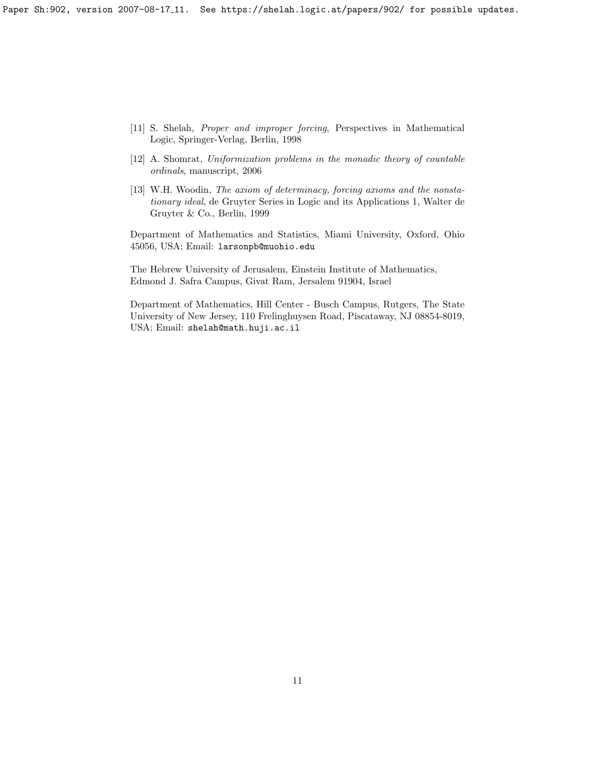[11] S. Shelah, *Proper and improper forcing*, Perspectives in Mathematical Logic, Springer-Verlag, Berlin, 1998

[12] A. Shomrat, *Uniformization problems in the monadic theory of countable ordinals*, manuscript, 2006

[13] W.H. Woodin, *The axiom of determinacy, forcing axioms and the nonstationary ideal*, de Gruyter Series in Logic and its Applications 1, Walter de Gruyter & Co., Berlin, 1999

Department of Mathematics and Statistics, Miami University, Oxford, Ohio 45056, USA; Email: `larsonpb@muohio.edu`

The Hebrew University of Jerusalem, Einstein Institute of Mathematics, Edmond J. Safra Campus, Givat Ram, Jersalem 91904, Israel

Department of Mathematics, Hill Center - Busch Campus, Rutgers, The State University of New Jersey, 110 Frelinghuysen Road, Piscataway, NJ 08854-8019, USA; Email: `shelah@math.huji.ac.il`